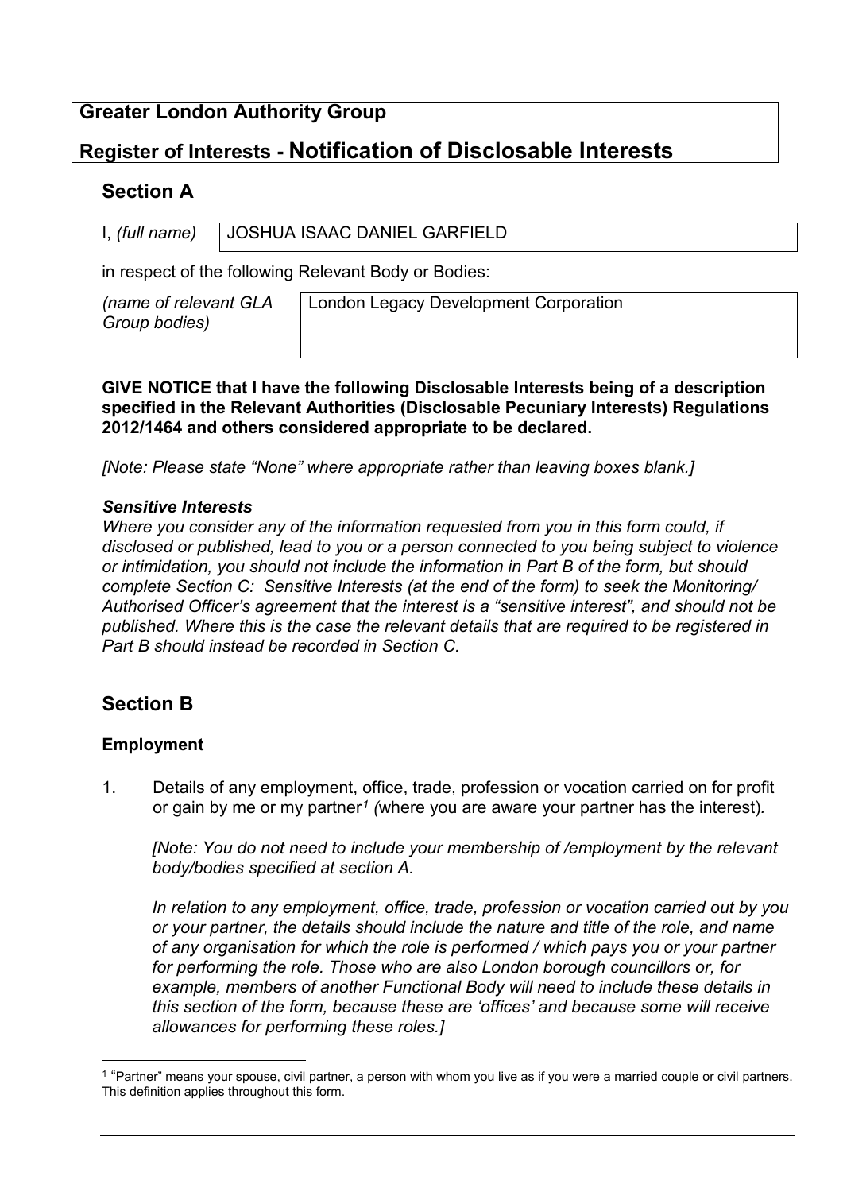# Greater London Authority Group

## Register of Interests - Notification of Disclosable Interests

## Section A

| I, *(full name)* | JOSHUA ISAAC DANIEL GARFIELD |
| --- | --- |

in respect of the following Relevant Body or Bodies:

| *(name of relevant GLA Group bodies)* | London Legacy Development Corporation |
| --- | --- |

**GIVE NOTICE that I have the following Disclosable Interests being of a description specified in the Relevant Authorities (Disclosable Pecuniary Interests) Regulations 2012/1464 and others considered appropriate to be declared.**

*[Note: Please state "None" where appropriate rather than leaving boxes blank.]*

***Sensitive Interests***

*Where you consider any of the information requested from you in this form could, if disclosed or published, lead to you or a person connected to you being subject to violence or intimidation, you should not include the information in Part B of the form, but should complete Section C: Sensitive Interests (at the end of the form) to seek the Monitoring/ Authorised Officer's agreement that the interest is a "sensitive interest", and should not be published. Where this is the case the relevant details that are required to be registered in Part B should instead be recorded in Section C.*

## Section B

### Employment

1. Details of any employment, office, trade, profession or vocation carried on for profit or gain by me or my partner[1] (where you are aware your partner has the interest).

   *[Note: You do not need to include your membership of /employment by the relevant body/bodies specified at section A.*

   *In relation to any employment, office, trade, profession or vocation carried out by you or your partner, the details should include the nature and title of the role, and name of any organisation for which the role is performed / which pays you or your partner for performing the role. Those who are also London borough councillors or, for example, members of another Functional Body will need to include these details in this section of the form, because these are 'offices' and because some will receive allowances for performing these roles.]*

[1] "Partner" means your spouse, civil partner, a person with whom you live as if you were a married couple or civil partners. This definition applies throughout this form.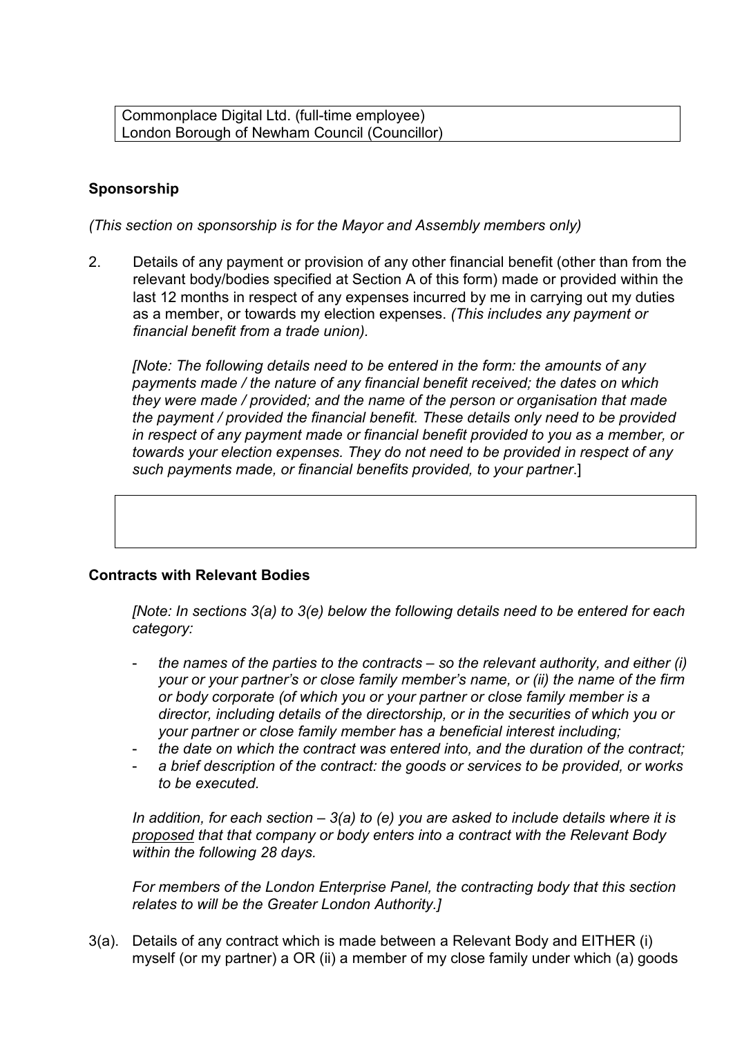| Commonplace Digital Ltd. (full-time employee)<br>London Borough of Newham Council (Councillor) |
|---|

**Sponsorship**

*(This section on sponsorship is for the Mayor and Assembly members only)*

2. Details of any payment or provision of any other financial benefit (other than from the relevant body/bodies specified at Section A of this form) made or provided within the last 12 months in respect of any expenses incurred by me in carrying out my duties as a member, or towards my election expenses. *(This includes any payment or financial benefit from a trade union).*

   *[Note: The following details need to be entered in the form: the amounts of any payments made / the nature of any financial benefit received; the dates on which they were made / provided; and the name of the person or organisation that made the payment / provided the financial benefit. These details only need to be provided in respect of any payment made or financial benefit provided to you as a member, or towards your election expenses. They do not need to be provided in respect of any such payments made, or financial benefits provided, to your partner.*]

| |
|---|
| |

**Contracts with Relevant Bodies**

*[Note: In sections 3(a) to 3(e) below the following details need to be entered for each category:*

- *the names of the parties to the contracts – so the relevant authority, and either (i) your or your partner's or close family member's name, or (ii) the name of the firm or body corporate (of which you or your partner or close family member is a director, including details of the directorship, or in the securities of which you or your partner or close family member has a beneficial interest including;*
- *the date on which the contract was entered into, and the duration of the contract;*
- *a brief description of the contract: the goods or services to be provided, or works to be executed.*

*In addition, for each section – 3(a) to (e) you are asked to include details where it is proposed that that company or body enters into a contract with the Relevant Body within the following 28 days.*

*For members of the London Enterprise Panel, the contracting body that this section relates to will be the Greater London Authority.]*

3(a). Details of any contract which is made between a Relevant Body and EITHER (i) myself (or my partner) a OR (ii) a member of my close family under which (a) goods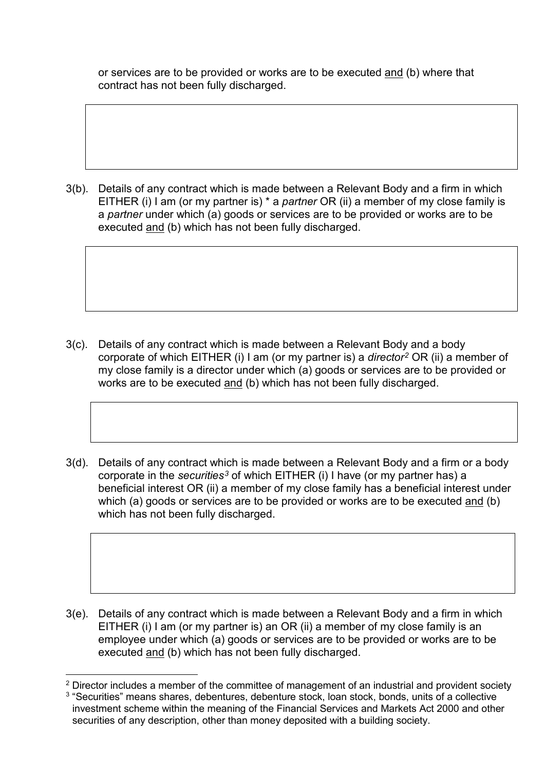or services are to be provided or works are to be executed <u>and</u> (b) where that contract has not been fully discharged.

3(b). Details of any contract which is made between a Relevant Body and a firm in which EITHER (i) I am (or my partner is) * a *partner* OR (ii) a member of my close family is a *partner* under which (a) goods or services are to be provided or works are to be executed <u>and</u> (b) which has not been fully discharged.

3(c). Details of any contract which is made between a Relevant Body and a body corporate of which EITHER (i) I am (or my partner is) a *director*[2] OR (ii) a member of my close family is a director under which (a) goods or services are to be provided or works are to be executed <u>and</u> (b) which has not been fully discharged.

3(d). Details of any contract which is made between a Relevant Body and a firm or a body corporate in the *securities*[3] of which EITHER (i) I have (or my partner has) a beneficial interest OR (ii) a member of my close family has a beneficial interest under which (a) goods or services are to be provided or works are to be executed <u>and</u> (b) which has not been fully discharged.

3(e). Details of any contract which is made between a Relevant Body and a firm in which EITHER (i) I am (or my partner is) an OR (ii) a member of my close family is an employee under which (a) goods or services are to be provided or works are to be executed <u>and</u> (b) which has not been fully discharged.

---

[2] Director includes a member of the committee of management of an industrial and provident society

[3] "Securities" means shares, debentures, debenture stock, loan stock, bonds, units of a collective investment scheme within the meaning of the Financial Services and Markets Act 2000 and other securities of any description, other than money deposited with a building society.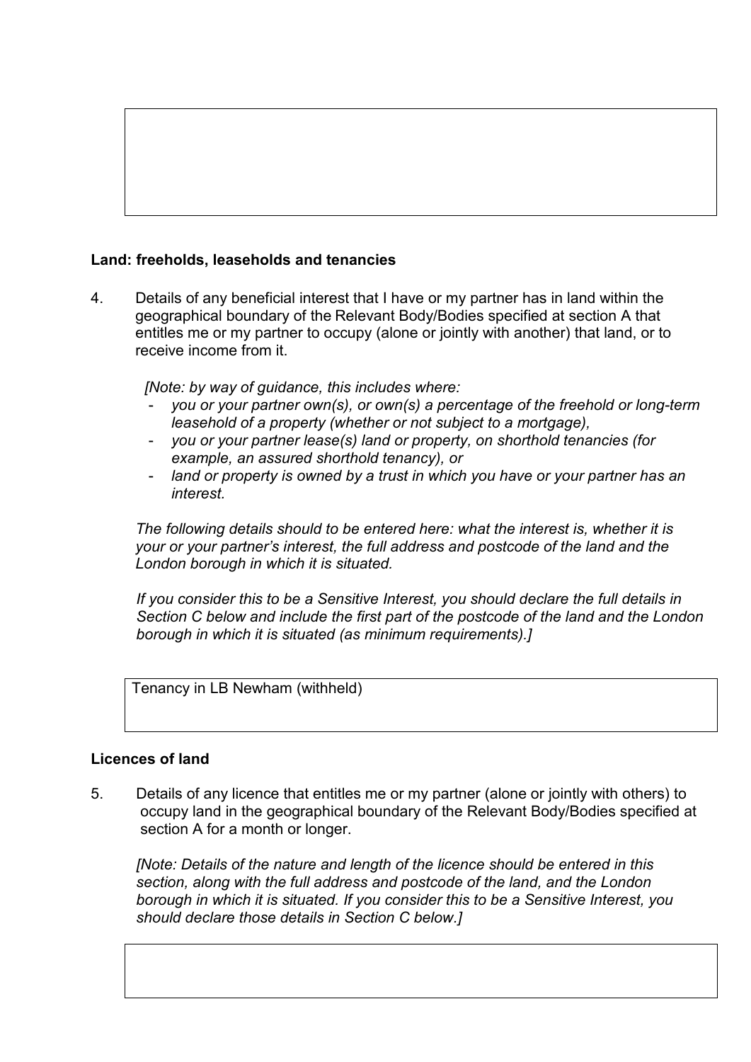**Land: freeholds, leaseholds and tenancies**

4. Details of any beneficial interest that I have or my partner has in land within the geographical boundary of the Relevant Body/Bodies specified at section A that entitles me or my partner to occupy (alone or jointly with another) that land, or to receive income from it.

   *[Note: by way of guidance, this includes where:*
   - *you or your partner own(s), or own(s) a percentage of the freehold or long-term leasehold of a property (whether or not subject to a mortgage),*
   - *you or your partner lease(s) land or property, on shorthold tenancies (for example, an assured shorthold tenancy), or*
   - *land or property is owned by a trust in which you have or your partner has an interest.*

   *The following details should to be entered here: what the interest is, whether it is your or your partner's interest, the full address and postcode of the land and the London borough in which it is situated.*

   *If you consider this to be a Sensitive Interest, you should declare the full details in Section C below and include the first part of the postcode of the land and the London borough in which it is situated (as minimum requirements).]*

Tenancy in LB Newham (withheld)

**Licences of land**

5. Details of any licence that entitles me or my partner (alone or jointly with others) to occupy land in the geographical boundary of the Relevant Body/Bodies specified at section A for a month or longer.

   *[Note: Details of the nature and length of the licence should be entered in this section, along with the full address and postcode of the land, and the London borough in which it is situated. If you consider this to be a Sensitive Interest, you should declare those details in Section C below.]*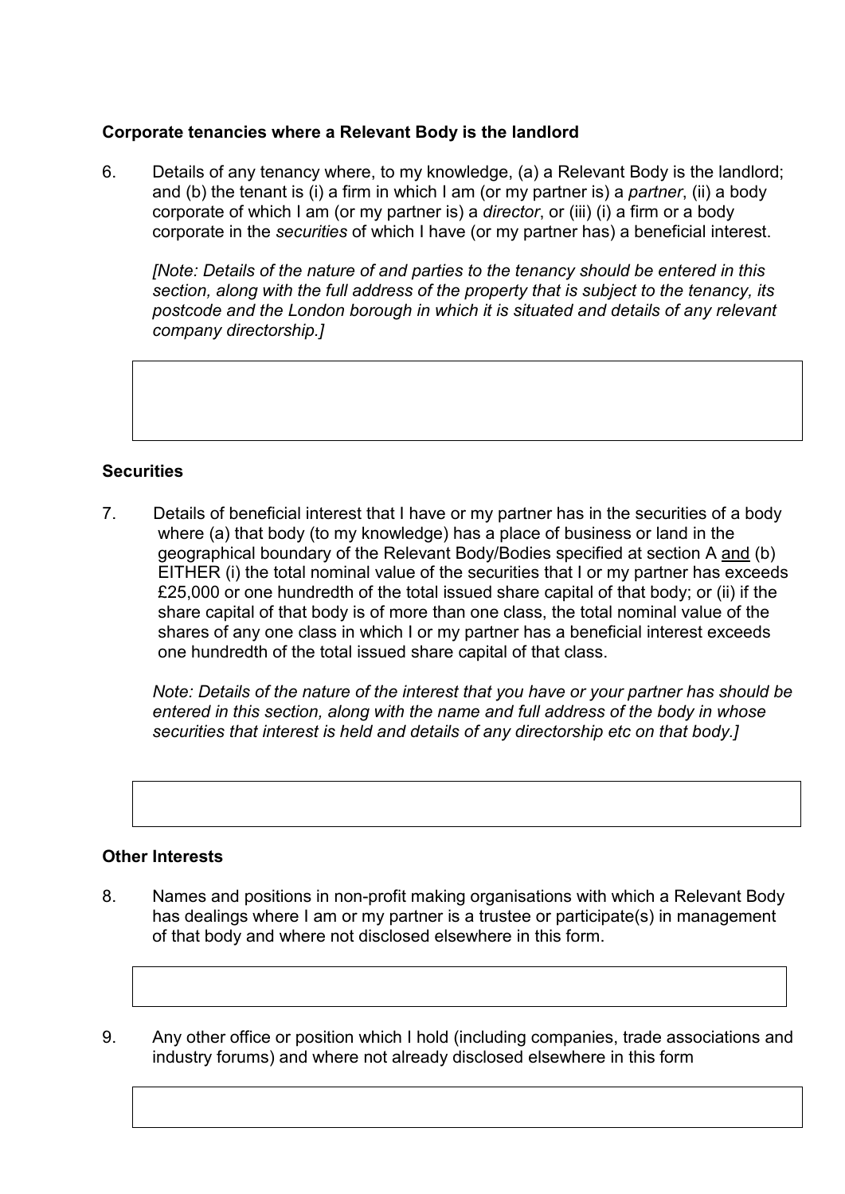**Corporate tenancies where a Relevant Body is the landlord**

6. Details of any tenancy where, to my knowledge, (a) a Relevant Body is the landlord; and (b) the tenant is (i) a firm in which I am (or my partner is) a *partner*, (ii) a body corporate of which I am (or my partner is) a *director*, or (iii) (i) a firm or a body corporate in the *securities* of which I have (or my partner has) a beneficial interest.

   *[Note: Details of the nature of and parties to the tenancy should be entered in this section, along with the full address of the property that is subject to the tenancy, its postcode and the London borough in which it is situated and details of any relevant company directorship.]*

**Securities**

7. Details of beneficial interest that I have or my partner has in the securities of a body where (a) that body (to my knowledge) has a place of business or land in the geographical boundary of the Relevant Body/Bodies specified at section A <u>and</u> (b) EITHER (i) the total nominal value of the securities that I or my partner has exceeds £25,000 or one hundredth of the total issued share capital of that body; or (ii) if the share capital of that body is of more than one class, the total nominal value of the shares of any one class in which I or my partner has a beneficial interest exceeds one hundredth of the total issued share capital of that class.

   *Note: Details of the nature of the interest that you have or your partner has should be entered in this section, along with the name and full address of the body in whose securities that interest is held and details of any directorship etc on that body.]*

**Other Interests**

8. Names and positions in non-profit making organisations with which a Relevant Body has dealings where I am or my partner is a trustee or participate(s) in management of that body and where not disclosed elsewhere in this form.

9. Any other office or position which I hold (including companies, trade associations and industry forums) and where not already disclosed elsewhere in this form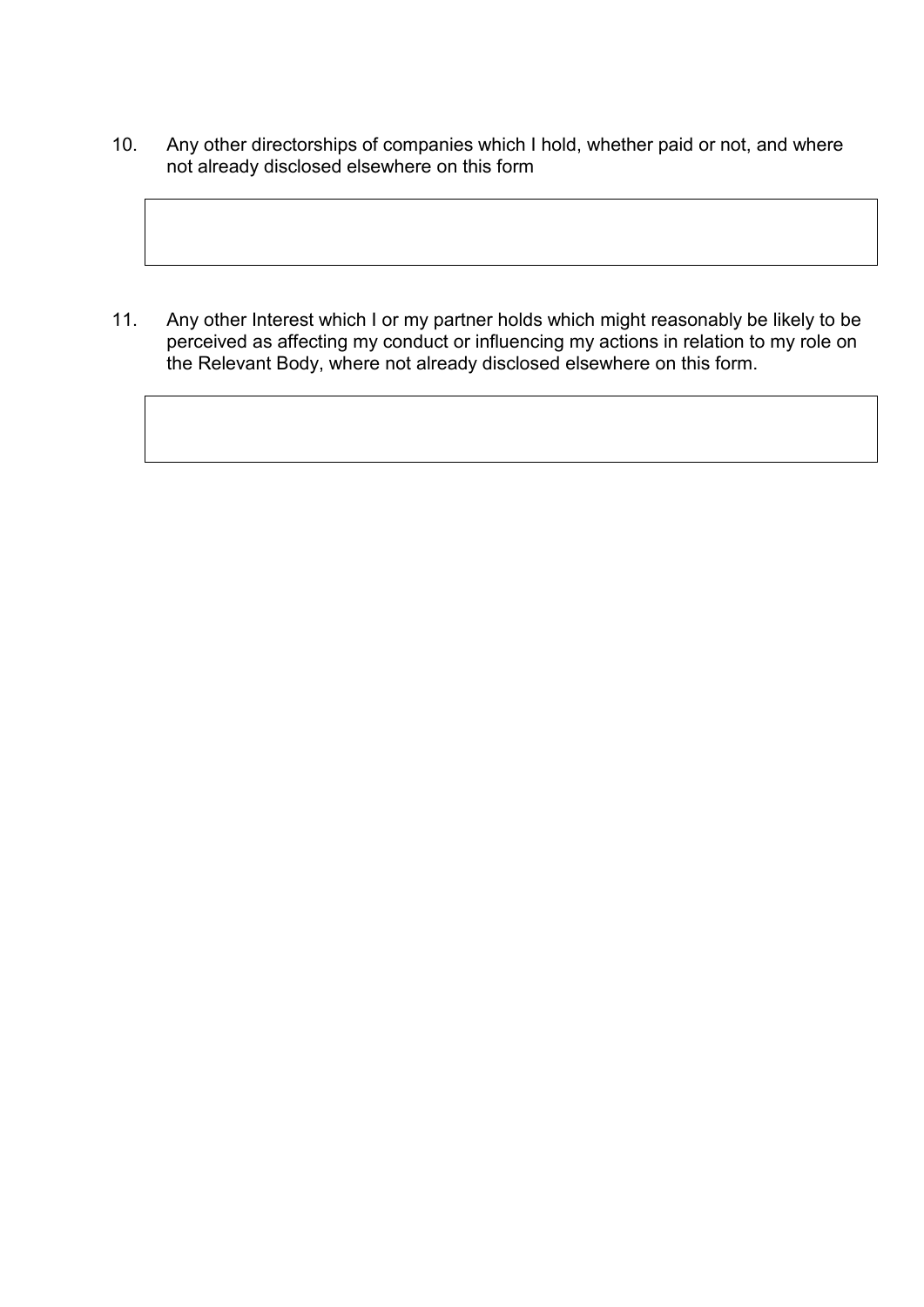10. Any other directorships of companies which I hold, whether paid or not, and where not already disclosed elsewhere on this form

|  |
|---|
|  |

11. Any other Interest which I or my partner holds which might reasonably be likely to be perceived as affecting my conduct or influencing my actions in relation to my role on the Relevant Body, where not already disclosed elsewhere on this form.

|  |
|---|
|  |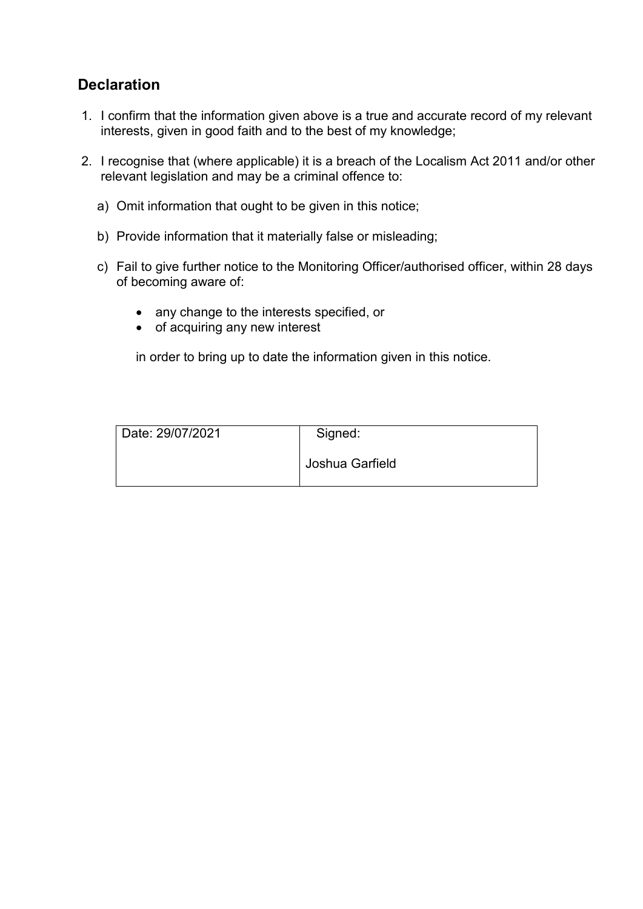## Declaration

1. I confirm that the information given above is a true and accurate record of my relevant interests, given in good faith and to the best of my knowledge;

2. I recognise that (where applicable) it is a breach of the Localism Act 2011 and/or other relevant legislation and may be a criminal offence to:

   a) Omit information that ought to be given in this notice;

   b) Provide information that it materially false or misleading;

   c) Fail to give further notice to the Monitoring Officer/authorised officer, within 28 days of becoming aware of:

      - any change to the interests specified, or
      - of acquiring any new interest

      in order to bring up to date the information given in this notice.

| | |
|---|---|
| Date: 29/07/2021 | Signed:<br><br>Joshua Garfield |